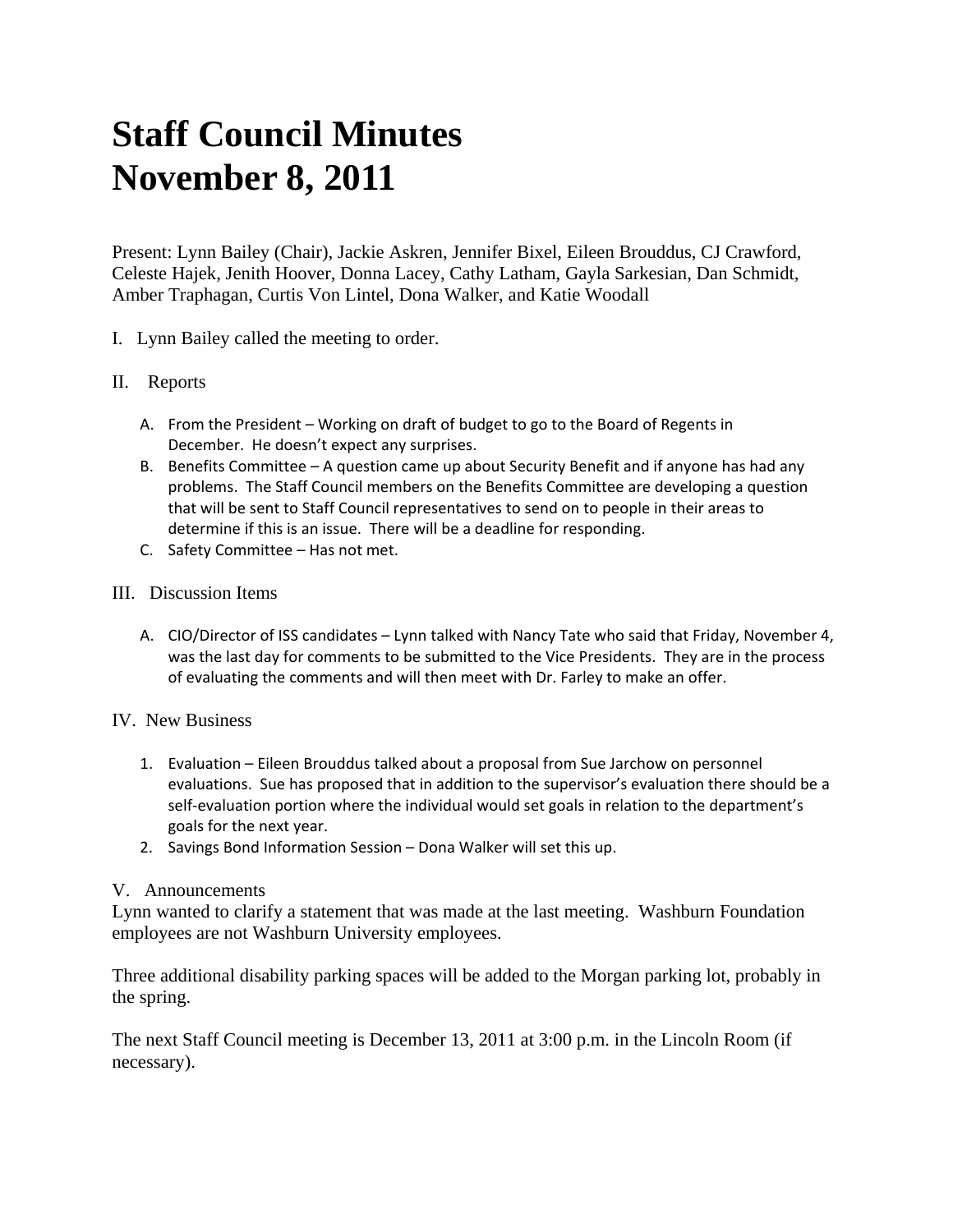# Staff Council Minutes
# November 8, 2011

Present: Lynn Bailey (Chair), Jackie Askren, Jennifer Bixel, Eileen Brouddus, CJ Crawford, Celeste Hajek, Jenith Hoover, Donna Lacey, Cathy Latham, Gayla Sarkesian, Dan Schmidt, Amber Traphagan, Curtis Von Lintel, Dona Walker, and Katie Woodall

I. Lynn Bailey called the meeting to order.

II. Reports

A. From the President – Working on draft of budget to go to the Board of Regents in December. He doesn't expect any surprises.

B. Benefits Committee – A question came up about Security Benefit and if anyone has had any problems. The Staff Council members on the Benefits Committee are developing a question that will be sent to Staff Council representatives to send on to people in their areas to determine if this is an issue. There will be a deadline for responding.

C. Safety Committee – Has not met.

III. Discussion Items

A. CIO/Director of ISS candidates – Lynn talked with Nancy Tate who said that Friday, November 4, was the last day for comments to be submitted to the Vice Presidents. They are in the process of evaluating the comments and will then meet with Dr. Farley to make an offer.

IV. New Business

1. Evaluation – Eileen Brouddus talked about a proposal from Sue Jarchow on personnel evaluations. Sue has proposed that in addition to the supervisor's evaluation there should be a self-evaluation portion where the individual would set goals in relation to the department's goals for the next year.
2. Savings Bond Information Session – Dona Walker will set this up.

V. Announcements

Lynn wanted to clarify a statement that was made at the last meeting. Washburn Foundation employees are not Washburn University employees.

Three additional disability parking spaces will be added to the Morgan parking lot, probably in the spring.

The next Staff Council meeting is December 13, 2011 at 3:00 p.m. in the Lincoln Room (if necessary).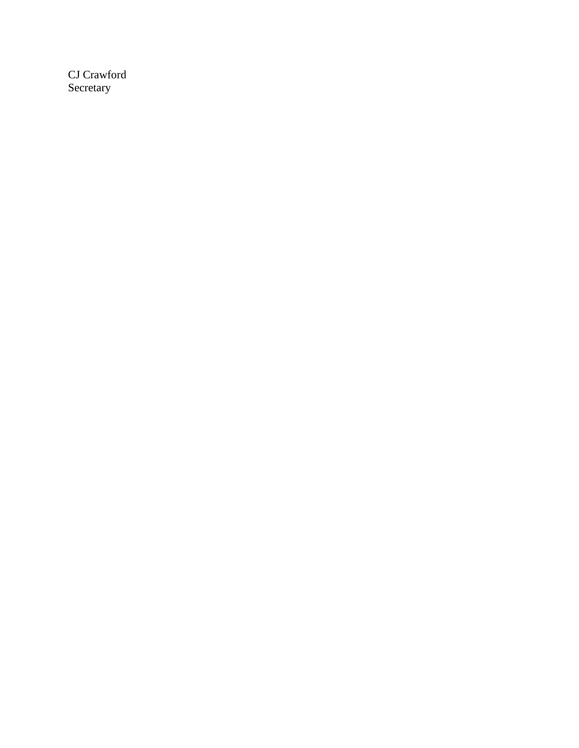CJ Crawford
Secretary